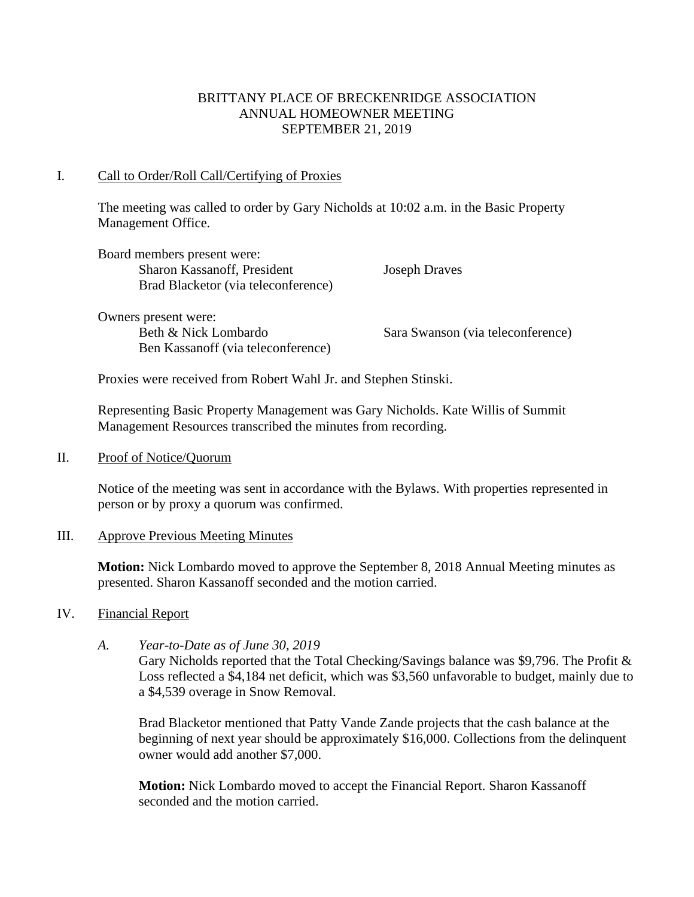# BRITTANY PLACE OF BRECKENRIDGE ASSOCIATION
## ANNUAL HOMEOWNER MEETING
## SEPTEMBER 21, 2019

## I. Call to Order/Roll Call/Certifying of Proxies

The meeting was called to order by Gary Nicholds at 10:02 a.m. in the Basic Property Management Office.

Board members present were:

- Sharon Kassanoff, President
- Joseph Draves
- Brad Blacketor (via teleconference)

Owners present were:

- Beth & Nick Lombardo
- Sara Swanson (via teleconference)
- Ben Kassanoff (via teleconference)

Proxies were received from Robert Wahl Jr. and Stephen Stinski.

Representing Basic Property Management was Gary Nicholds. Kate Willis of Summit Management Resources transcribed the minutes from recording.

## II. Proof of Notice/Quorum

Notice of the meeting was sent in accordance with the Bylaws. With properties represented in person or by proxy a quorum was confirmed.

## III. Approve Previous Meeting Minutes

**Motion:** Nick Lombardo moved to approve the September 8, 2018 Annual Meeting minutes as presented. Sharon Kassanoff seconded and the motion carried.

## IV. Financial Report

### A. *Year-to-Date as of June 30, 2019*

Gary Nicholds reported that the Total Checking/Savings balance was $9,796. The Profit & Loss reflected a $4,184 net deficit, which was $3,560 unfavorable to budget, mainly due to a $4,539 overage in Snow Removal.

Brad Blacketor mentioned that Patty Vande Zande projects that the cash balance at the beginning of next year should be approximately $16,000. Collections from the delinquent owner would add another $7,000.

**Motion:** Nick Lombardo moved to accept the Financial Report. Sharon Kassanoff seconded and the motion carried.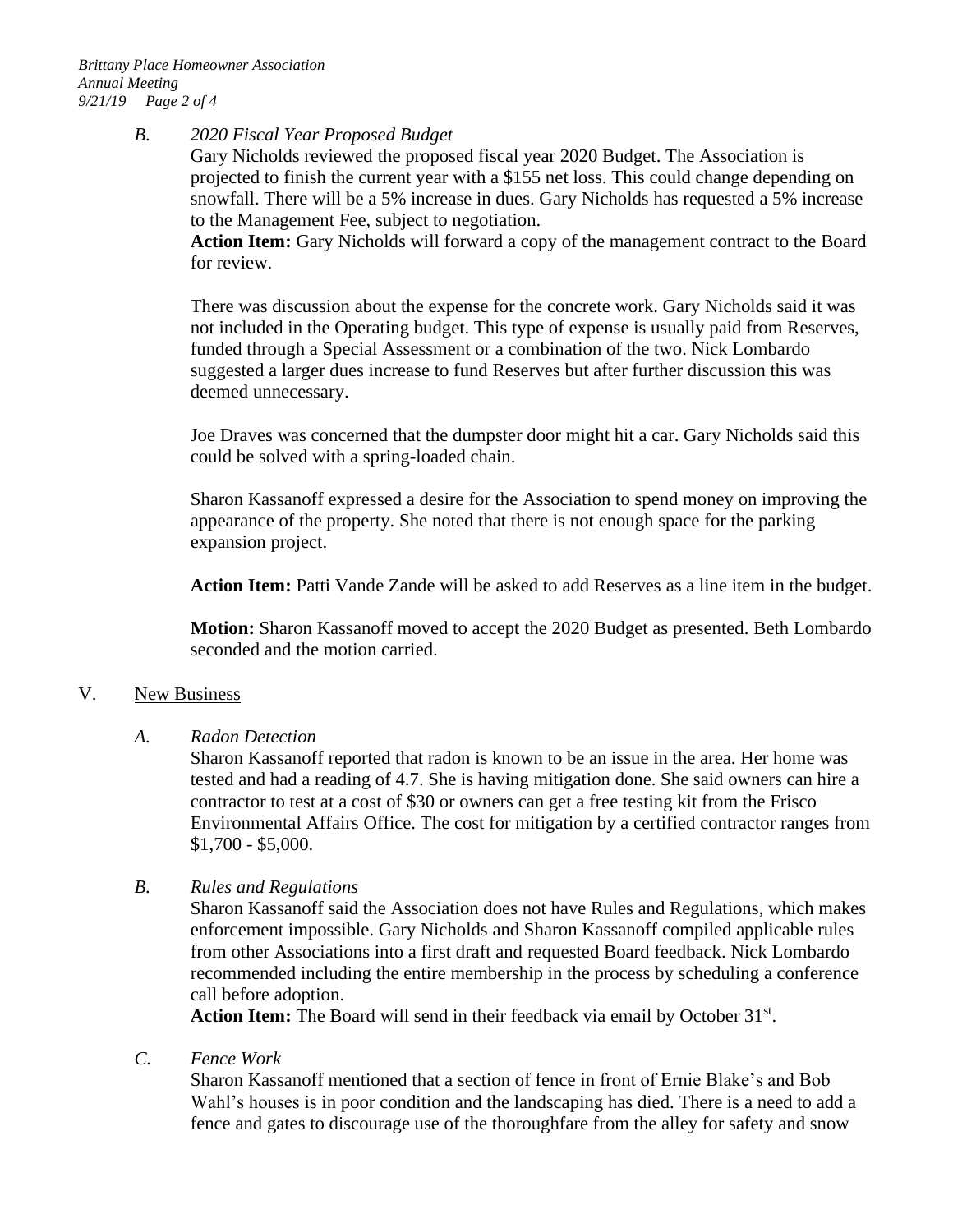*B. 2020 Fiscal Year Proposed Budget*

Gary Nicholds reviewed the proposed fiscal year 2020 Budget. The Association is projected to finish the current year with a $155 net loss. This could change depending on snowfall. There will be a 5% increase in dues. Gary Nicholds has requested a 5% increase to the Management Fee, subject to negotiation.

**Action Item:** Gary Nicholds will forward a copy of the management contract to the Board for review.

There was discussion about the expense for the concrete work. Gary Nicholds said it was not included in the Operating budget. This type of expense is usually paid from Reserves, funded through a Special Assessment or a combination of the two. Nick Lombardo suggested a larger dues increase to fund Reserves but after further discussion this was deemed unnecessary.

Joe Draves was concerned that the dumpster door might hit a car. Gary Nicholds said this could be solved with a spring-loaded chain.

Sharon Kassanoff expressed a desire for the Association to spend money on improving the appearance of the property. She noted that there is not enough space for the parking expansion project.

**Action Item:** Patti Vande Zande will be asked to add Reserves as a line item in the budget.

**Motion:** Sharon Kassanoff moved to accept the 2020 Budget as presented. Beth Lombardo seconded and the motion carried.

## V. New Business

*A. Radon Detection*

Sharon Kassanoff reported that radon is known to be an issue in the area. Her home was tested and had a reading of 4.7. She is having mitigation done. She said owners can hire a contractor to test at a cost of $30 or owners can get a free testing kit from the Frisco Environmental Affairs Office. The cost for mitigation by a certified contractor ranges from $1,700 - $5,000.

*B. Rules and Regulations*

Sharon Kassanoff said the Association does not have Rules and Regulations, which makes enforcement impossible. Gary Nicholds and Sharon Kassanoff compiled applicable rules from other Associations into a first draft and requested Board feedback. Nick Lombardo recommended including the entire membership in the process by scheduling a conference call before adoption.

**Action Item:** The Board will send in their feedback via email by October 31st.

*C. Fence Work*

Sharon Kassanoff mentioned that a section of fence in front of Ernie Blake's and Bob Wahl's houses is in poor condition and the landscaping has died. There is a need to add a fence and gates to discourage use of the thoroughfare from the alley for safety and snow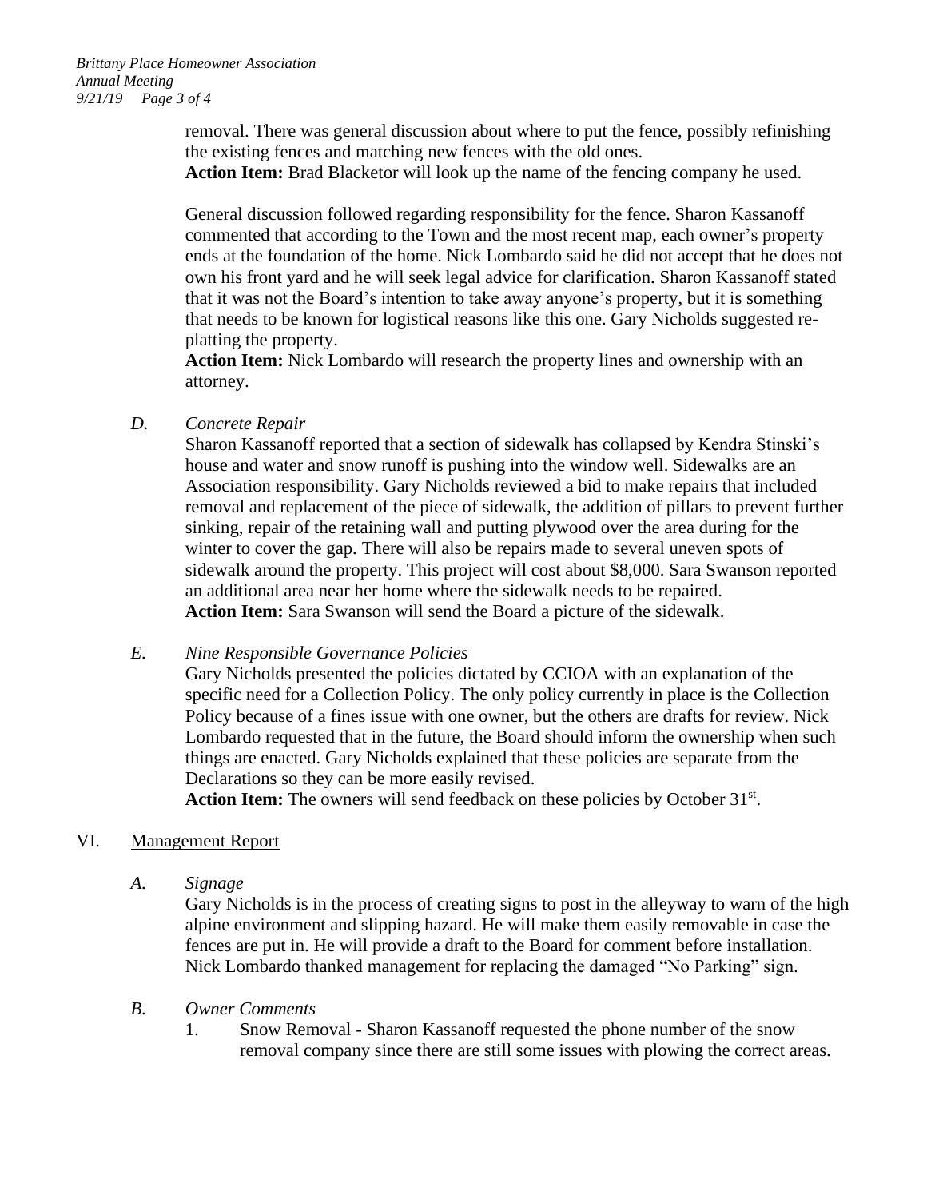removal. There was general discussion about where to put the fence, possibly refinishing the existing fences and matching new fences with the old ones.
**Action Item:** Brad Blacketor will look up the name of the fencing company he used.

General discussion followed regarding responsibility for the fence. Sharon Kassanoff commented that according to the Town and the most recent map, each owner's property ends at the foundation of the home. Nick Lombardo said he did not accept that he does not own his front yard and he will seek legal advice for clarification. Sharon Kassanoff stated that it was not the Board's intention to take away anyone's property, but it is something that needs to be known for logistical reasons like this one. Gary Nicholds suggested re-platting the property.
**Action Item:** Nick Lombardo will research the property lines and ownership with an attorney.

*D. Concrete Repair*

Sharon Kassanoff reported that a section of sidewalk has collapsed by Kendra Stinski's house and water and snow runoff is pushing into the window well. Sidewalks are an Association responsibility. Gary Nicholds reviewed a bid to make repairs that included removal and replacement of the piece of sidewalk, the addition of pillars to prevent further sinking, repair of the retaining wall and putting plywood over the area during for the winter to cover the gap. There will also be repairs made to several uneven spots of sidewalk around the property. This project will cost about $8,000. Sara Swanson reported an additional area near her home where the sidewalk needs to be repaired.
**Action Item:** Sara Swanson will send the Board a picture of the sidewalk.

*E. Nine Responsible Governance Policies*

Gary Nicholds presented the policies dictated by CCIOA with an explanation of the specific need for a Collection Policy. The only policy currently in place is the Collection Policy because of a fines issue with one owner, but the others are drafts for review. Nick Lombardo requested that in the future, the Board should inform the ownership when such things are enacted. Gary Nicholds explained that these policies are separate from the Declarations so they can be more easily revised.
**Action Item:** The owners will send feedback on these policies by October 31st.

VI. Management Report

*A. Signage*

Gary Nicholds is in the process of creating signs to post in the alleyway to warn of the high alpine environment and slipping hazard. He will make them easily removable in case the fences are put in. He will provide a draft to the Board for comment before installation. Nick Lombardo thanked management for replacing the damaged "No Parking" sign.

*B. Owner Comments*

1. Snow Removal - Sharon Kassanoff requested the phone number of the snow removal company since there are still some issues with plowing the correct areas.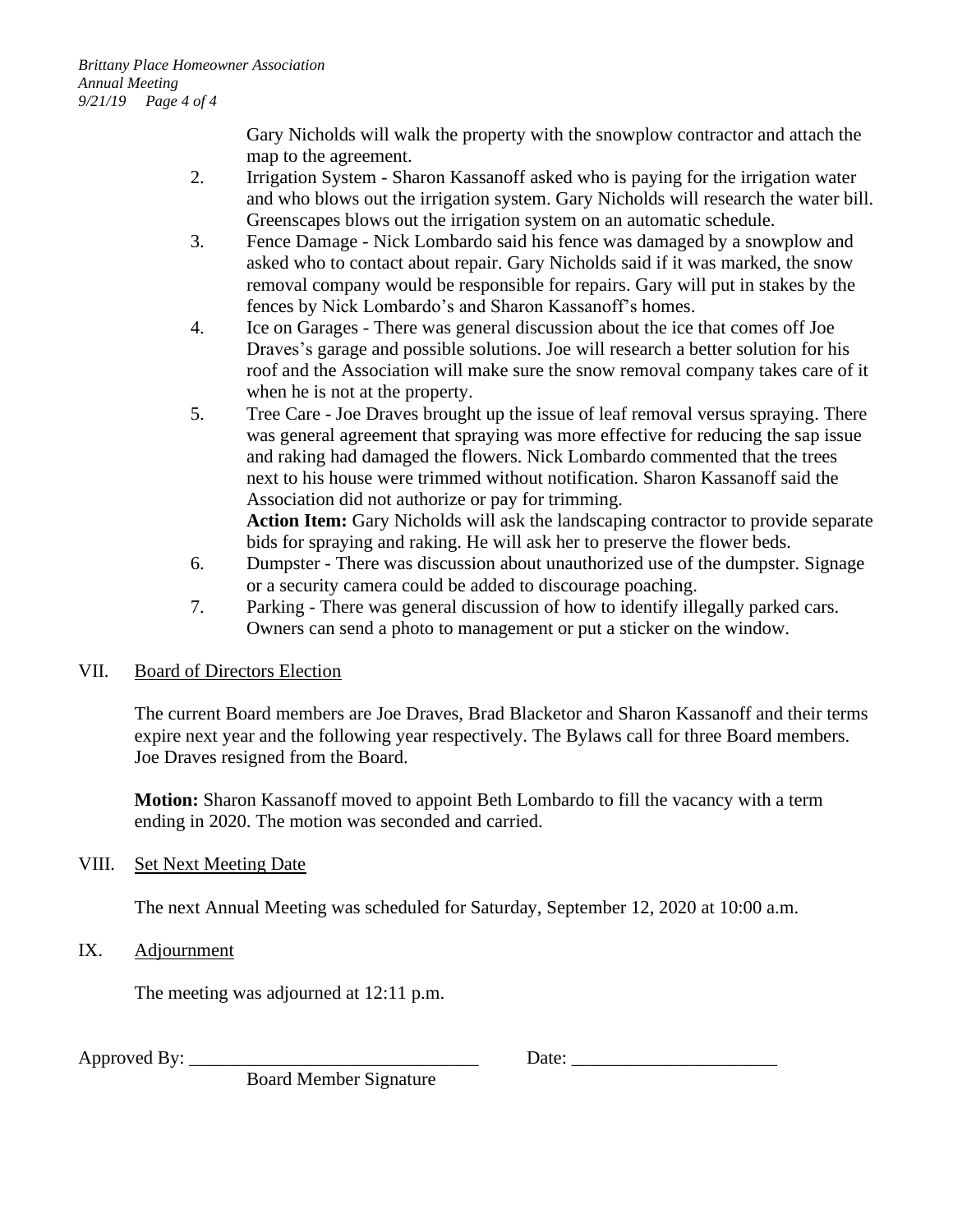Gary Nicholds will walk the property with the snowplow contractor and attach the map to the agreement.

2. Irrigation System - Sharon Kassanoff asked who is paying for the irrigation water and who blows out the irrigation system. Gary Nicholds will research the water bill. Greenscapes blows out the irrigation system on an automatic schedule.
3. Fence Damage - Nick Lombardo said his fence was damaged by a snowplow and asked who to contact about repair. Gary Nicholds said if it was marked, the snow removal company would be responsible for repairs. Gary will put in stakes by the fences by Nick Lombardo's and Sharon Kassanoff's homes.
4. Ice on Garages - There was general discussion about the ice that comes off Joe Draves's garage and possible solutions. Joe will research a better solution for his roof and the Association will make sure the snow removal company takes care of it when he is not at the property.
5. Tree Care - Joe Draves brought up the issue of leaf removal versus spraying. There was general agreement that spraying was more effective for reducing the sap issue and raking had damaged the flowers. Nick Lombardo commented that the trees next to his house were trimmed without notification. Sharon Kassanoff said the Association did not authorize or pay for trimming.
   **Action Item:** Gary Nicholds will ask the landscaping contractor to provide separate bids for spraying and raking. He will ask her to preserve the flower beds.
6. Dumpster - There was discussion about unauthorized use of the dumpster. Signage or a security camera could be added to discourage poaching.
7. Parking - There was general discussion of how to identify illegally parked cars. Owners can send a photo to management or put a sticker on the window.

## VII. Board of Directors Election

The current Board members are Joe Draves, Brad Blacketor and Sharon Kassanoff and their terms expire next year and the following year respectively. The Bylaws call for three Board members. Joe Draves resigned from the Board.

**Motion:** Sharon Kassanoff moved to appoint Beth Lombardo to fill the vacancy with a term ending in 2020. The motion was seconded and carried.

## VIII. Set Next Meeting Date

The next Annual Meeting was scheduled for Saturday, September 12, 2020 at 10:00 a.m.

## IX. Adjournment

The meeting was adjourned at 12:11 p.m.

Approved By: ______________________________ Date: ______________________

Board Member Signature